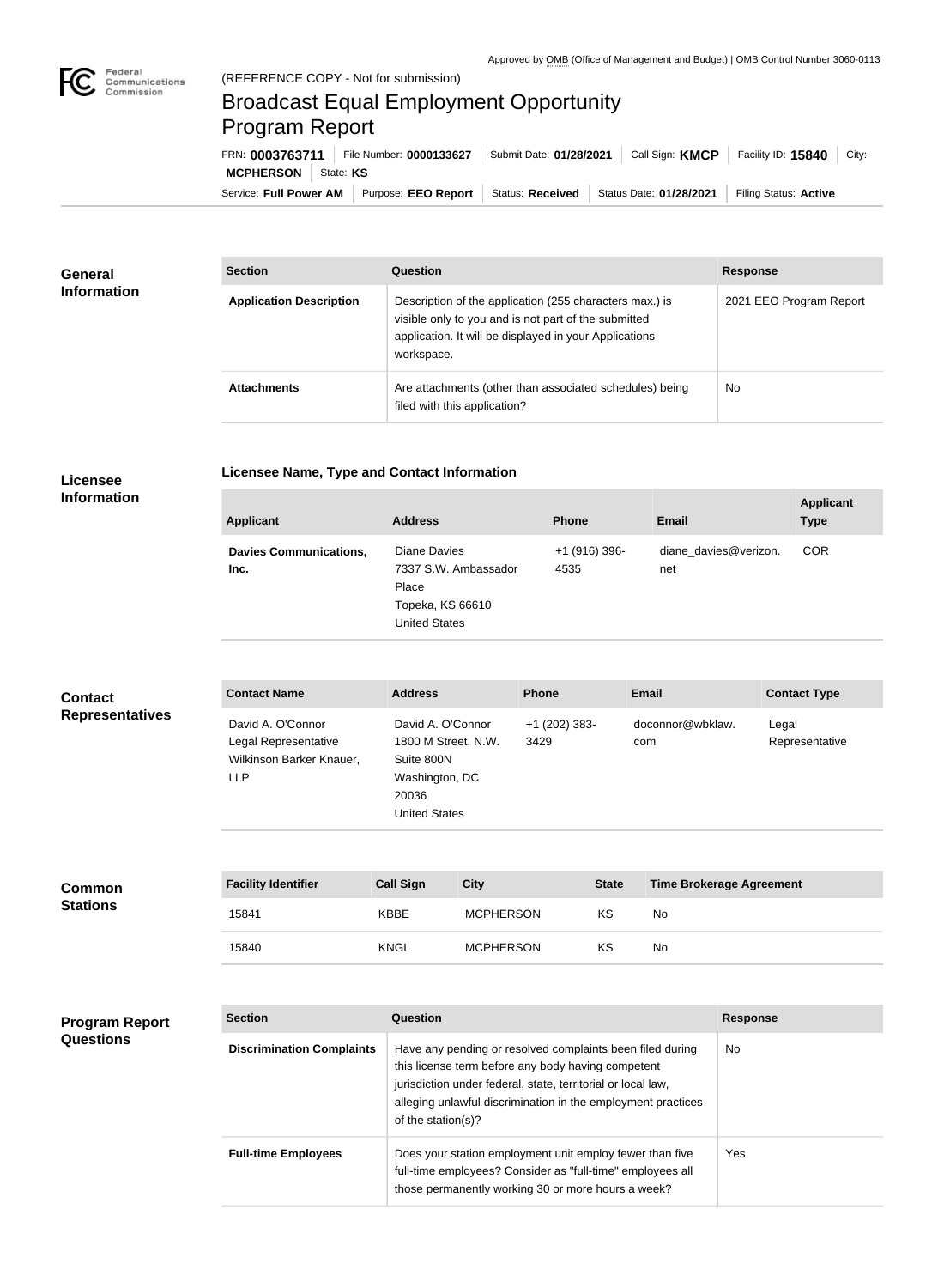Approved by OMB (Office of Management and Budget) | OMB Control Number 3060-0113

(REFERENCE COPY - Not for submission)

# Broadcast Equal Employment Opportunity Program Report

FRN: **0003763711** | File Number: **0000133627** | Submit Date: **01/28/2021** | Call Sign: **KMCP** | Facility ID: **15840** | City: **MCPHERSON** | State: **KS**

Service: **Full Power AM** | Purpose: **EEO Report** | Status: **Received** | Status Date: **01/28/2021** | Filing Status: **Active**

## General Information

| Section | Question | Response |
| --- | --- | --- |
| **Application Description** | Description of the application (255 characters max.) is visible only to you and is not part of the submitted application. It will be displayed in your Applications workspace. | 2021 EEO Program Report |
| **Attachments** | Are attachments (other than associated schedules) being filed with this application? | No |

## Licensee Information

**Licensee Name, Type and Contact Information**

| Applicant | Address | Phone | Email | Applicant Type |
| --- | --- | --- | --- | --- |
| **Davies Communications, Inc.** | Diane Davies<br>7337 S.W. Ambassador Place<br>Topeka, KS 66610<br>United States | +1 (916) 396-4535 | diane_davies@verizon.net | COR |

## Contact Representatives

| Contact Name | Address | Phone | Email | Contact Type |
| --- | --- | --- | --- | --- |
| David A. O'Connor<br>Legal Representative<br>Wilkinson Barker Knauer, LLP | David A. O'Connor<br>1800 M Street, N.W.<br>Suite 800N<br>Washington, DC 20036<br>United States | +1 (202) 383-3429 | doconnor@wbklaw.com | Legal Representative |

## Common Stations

| Facility Identifier | Call Sign | City | State | Time Brokerage Agreement |
| --- | --- | --- | --- | --- |
| 15841 | KBBE | MCPHERSON | KS | No |
| 15840 | KNGL | MCPHERSON | KS | No |

## Program Report Questions

| Section | Question | Response |
| --- | --- | --- |
| **Discrimination Complaints** | Have any pending or resolved complaints been filed during this license term before any body having competent jurisdiction under federal, state, territorial or local law, alleging unlawful discrimination in the employment practices of the station(s)? | No |
| **Full-time Employees** | Does your station employment unit employ fewer than five full-time employees? Consider as "full-time" employees all those permanently working 30 or more hours a week? | Yes |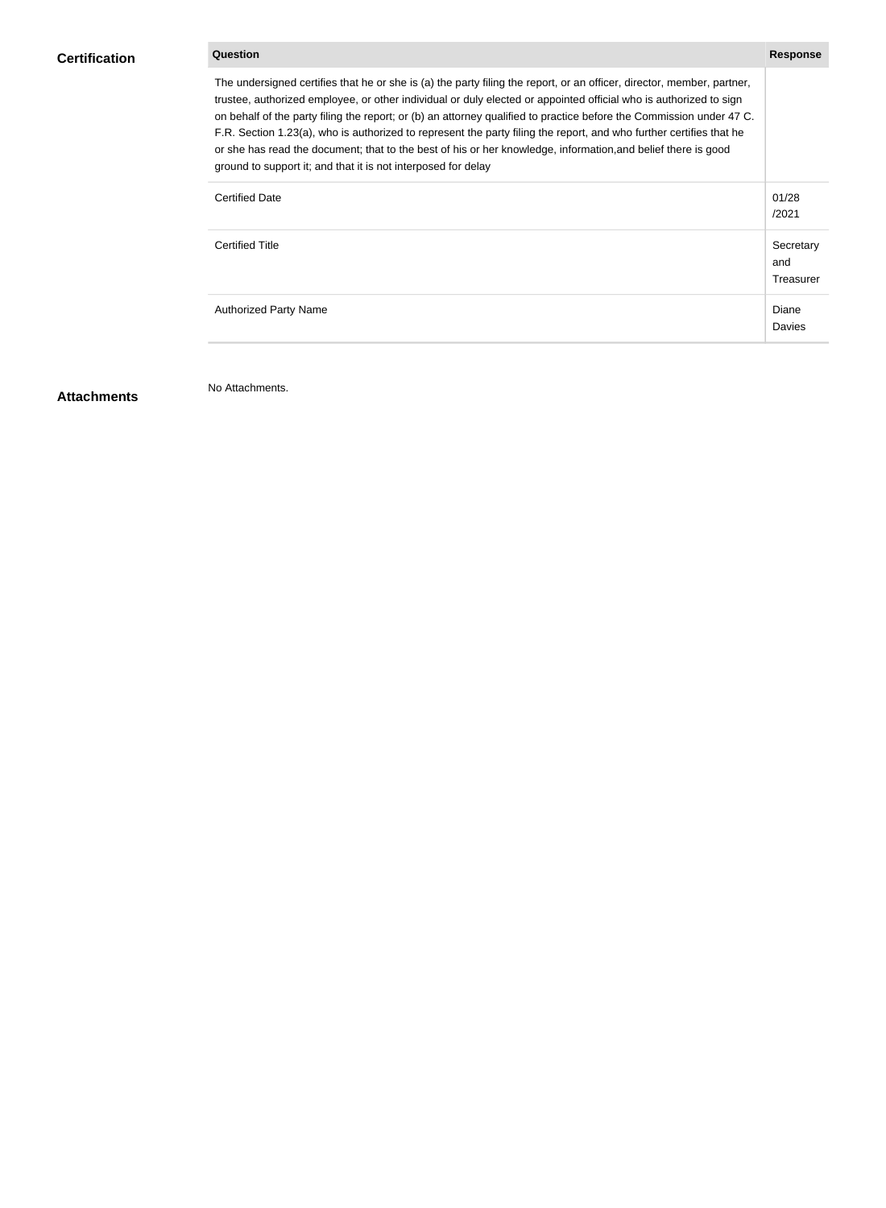## Certification

| Question | Response |
| --- | --- |
| The undersigned certifies that he or she is (a) the party filing the report, or an officer, director, member, partner, trustee, authorized employee, or other individual or duly elected or appointed official who is authorized to sign on behalf of the party filing the report; or (b) an attorney qualified to practice before the Commission under 47 C.F.R. Section 1.23(a), who is authorized to represent the party filing the report, and who further certifies that he or she has read the document; that to the best of his or her knowledge, information,and belief there is good ground to support it; and that it is not interposed for delay | |
| Certified Date | 01/28/2021 |
| Certified Title | Secretary and Treasurer |
| Authorized Party Name | Diane Davies |

## Attachments

No Attachments.